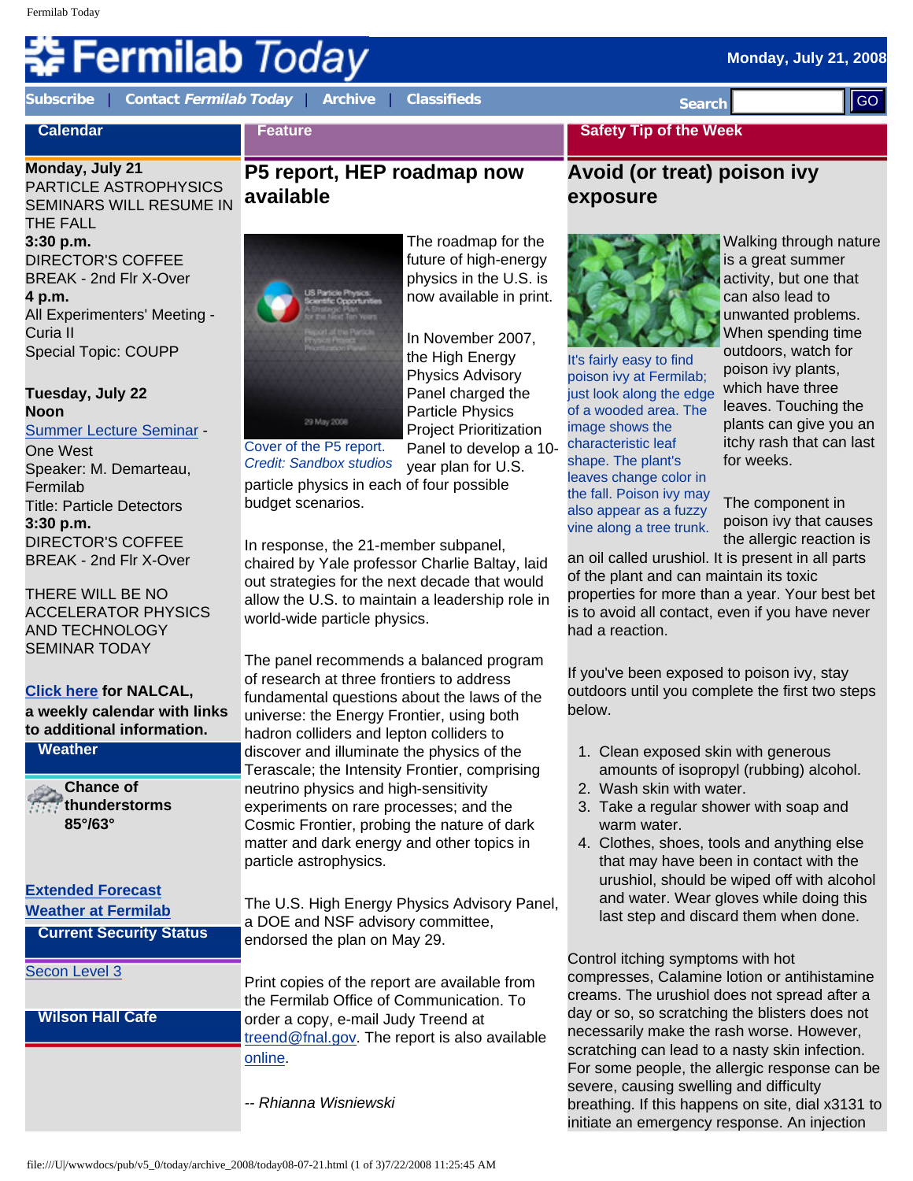# Fermilab Today

Monday, July 21, 2008

Subscribe | Contact *Fermilab Today* | Archive | Classifieds

Search GO

## Calendar

**Monday, July 21**
PARTICLE ASTROPHYSICS SEMINARS WILL RESUME IN THE FALL
**3:30 p.m.**
DIRECTOR'S COFFEE BREAK - 2nd Flr X-Over
**4 p.m.**
All Experimenters' Meeting - Curia II
Special Topic: COUPP

**Tuesday, July 22**
**Noon**
Summer Lecture Seminar - One West
Speaker: M. Demarteau, Fermilab
Title: Particle Detectors
**3:30 p.m.**
DIRECTOR'S COFFEE BREAK - 2nd Flr X-Over

THERE WILL BE NO ACCELERATOR PHYSICS AND TECHNOLOGY SEMINAR TODAY

**Click here for NALCAL, a weekly calendar with links to additional information.**

## Weather

**Chance of thunderstorms**
**85°/63°**

Extended Forecast
Weather at Fermilab

## Current Security Status

Secon Level 3

## Wilson Hall Cafe

## Feature

# P5 report, HEP roadmap now available

Cover of the P5 report.
*Credit: Sandbox studios*

The roadmap for the future of high-energy physics in the U.S. is now available in print.

In November 2007, the High Energy Physics Advisory Panel charged the Particle Physics Project Prioritization Panel to develop a 10-year plan for U.S. particle physics in each of four possible budget scenarios.

In response, the 21-member subpanel, chaired by Yale professor Charlie Baltay, laid out strategies for the next decade that would allow the U.S. to maintain a leadership role in world-wide particle physics.

The panel recommends a balanced program of research at three frontiers to address fundamental questions about the laws of the universe: the Energy Frontier, using both hadron colliders and lepton colliders to discover and illuminate the physics of the Terascale; the Intensity Frontier, comprising neutrino physics and high-sensitivity experiments on rare processes; and the Cosmic Frontier, probing the nature of dark matter and dark energy and other topics in particle astrophysics.

The U.S. High Energy Physics Advisory Panel, a DOE and NSF advisory committee, endorsed the plan on May 29.

Print copies of the report are available from the Fermilab Office of Communication. To order a copy, e-mail Judy Treend at treend@fnal.gov. The report is also available online.

*-- Rhianna Wisniewski*

## Safety Tip of the Week

# Avoid (or treat) poison ivy exposure

It's fairly easy to find poison ivy at Fermilab; just look along the edge of a wooded area. The image shows the characteristic leaf shape. The plant's leaves change color in the fall. Poison ivy may also appear as a fuzzy vine along a tree trunk.

Walking through nature is a great summer activity, but one that can also lead to unwanted problems. When spending time outdoors, watch for poison ivy plants, which have three leaves. Touching the plants can give you an itchy rash that can last for weeks.

The component in poison ivy that causes the allergic reaction is an oil called urushiol. It is present in all parts of the plant and can maintain its toxic properties for more than a year. Your best bet is to avoid all contact, even if you have never had a reaction.

If you've been exposed to poison ivy, stay outdoors until you complete the first two steps below.

1. Clean exposed skin with generous amounts of isopropyl (rubbing) alcohol.
2. Wash skin with water.
3. Take a regular shower with soap and warm water.
4. Clothes, shoes, tools and anything else that may have been in contact with the urushiol, should be wiped off with alcohol and water. Wear gloves while doing this last step and discard them when done.

Control itching symptoms with hot compresses, Calamine lotion or antihistamine creams. The urushiol does not spread after a day or so, so scratching the blisters does not necessarily make the rash worse. However, scratching can lead to a nasty skin infection. For some people, the allergic response can be severe, causing swelling and difficulty breathing. If this happens on site, dial x3131 to initiate an emergency response. An injection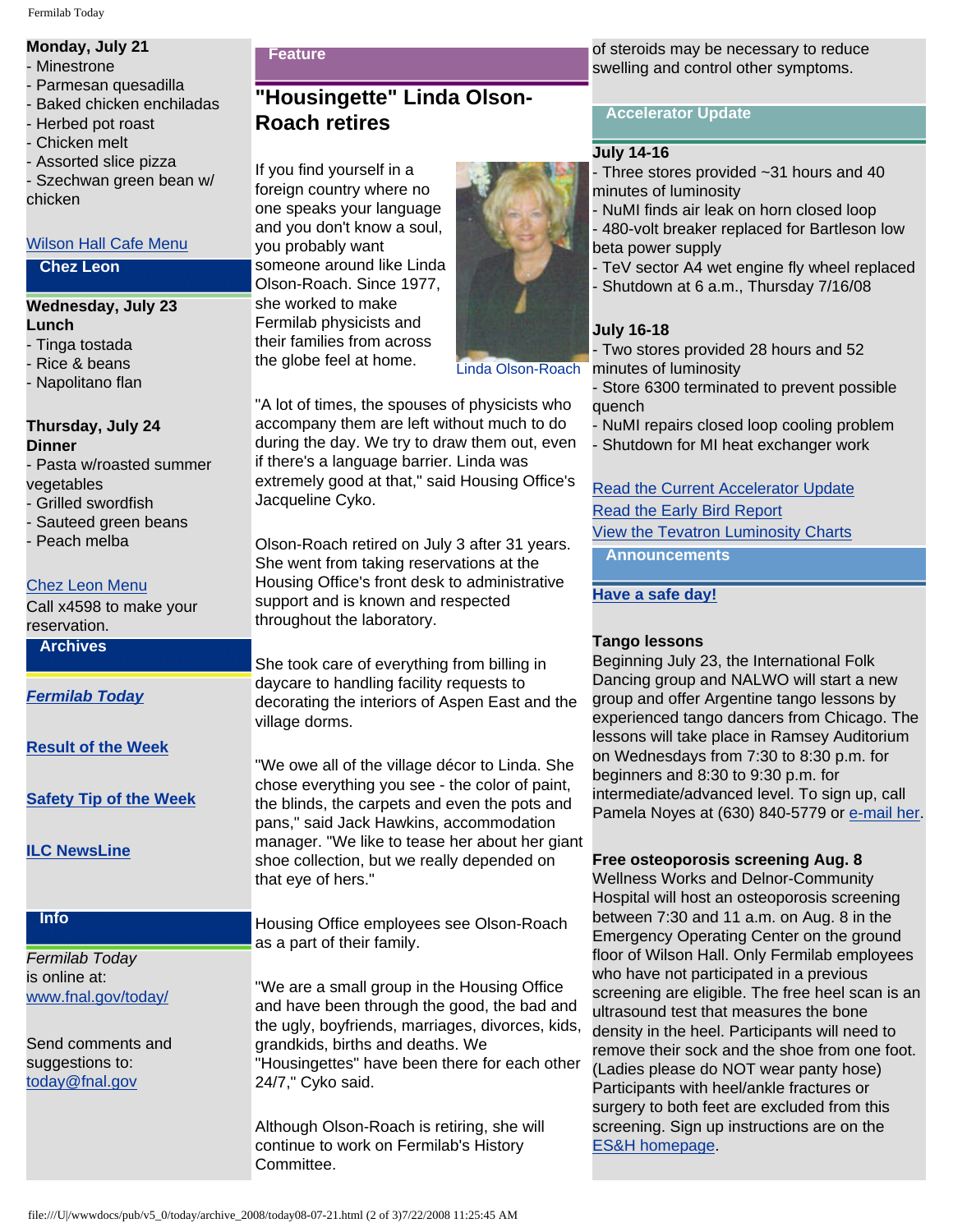**Monday, July 21**
- Minestrone
- Parmesan quesadilla
- Baked chicken enchiladas
- Herbed pot roast
- Chicken melt
- Assorted slice pizza
- Szechwan green bean w/ chicken

[Wilson Hall Cafe Menu]

## Chez Leon

**Wednesday, July 23**
**Lunch**
- Tinga tostada
- Rice & beans
- Napolitano flan

**Thursday, July 24**
**Dinner**
- Pasta w/roasted summer vegetables
- Grilled swordfish
- Sauteed green beans
- Peach melba

[Chez Leon Menu]
Call x4598 to make your reservation.

## Archives

***Fermilab Today***

**Result of the Week**

**Safety Tip of the Week**

**ILC NewsLine**

## Info

*Fermilab Today* is online at: www.fnal.gov/today/

Send comments and suggestions to: today@fnal.gov

## Feature

# "Housingette" Linda Olson-Roach retires

Linda Olson-Roach

If you find yourself in a foreign country where no one speaks your language and you don't know a soul, you probably want someone around like Linda Olson-Roach. Since 1977, she worked to make Fermilab physicists and their families from across the globe feel at home.

"A lot of times, the spouses of physicists who accompany them are left without much to do during the day. We try to draw them out, even if there's a language barrier. Linda was extremely good at that," said Housing Office's Jacqueline Cyko.

Olson-Roach retired on July 3 after 31 years. She went from taking reservations at the Housing Office's front desk to administrative support and is known and respected throughout the laboratory.

She took care of everything from billing in daycare to handling facility requests to decorating the interiors of Aspen East and the village dorms.

"We owe all of the village décor to Linda. She chose everything you see - the color of paint, the blinds, the carpets and even the pots and pans," said Jack Hawkins, accommodation manager. "We like to tease her about her giant shoe collection, but we really depended on that eye of hers."

Housing Office employees see Olson-Roach as a part of their family.

"We are a small group in the Housing Office and have been through the good, the bad and the ugly, boyfriends, marriages, divorces, kids, grandkids, births and deaths. We "Housingettes" have been there for each other 24/7," Cyko said.

Although Olson-Roach is retiring, she will continue to work on Fermilab's History Committee.

of steroids may be necessary to reduce swelling and control other symptoms.

## Accelerator Update

**July 14-16**
- Three stores provided ~31 hours and 40 minutes of luminosity
- NuMI finds air leak on horn closed loop
- 480-volt breaker replaced for Bartleson low beta power supply
- TeV sector A4 wet engine fly wheel replaced
- Shutdown at 6 a.m., Thursday 7/16/08

**July 16-18**
- Two stores provided 28 hours and 52 minutes of luminosity
- Store 6300 terminated to prevent possible quench
- NuMI repairs closed loop cooling problem
- Shutdown for MI heat exchanger work

[Read the Current Accelerator Update]
[Read the Early Bird Report]
[View the Tevatron Luminosity Charts]

## Announcements

**Have a safe day!**

**Tango lessons**
Beginning July 23, the International Folk Dancing group and NALWO will start a new group and offer Argentine tango lessons by experienced tango dancers from Chicago. The lessons will take place in Ramsey Auditorium on Wednesdays from 7:30 to 8:30 p.m. for beginners and 8:30 to 9:30 p.m. for intermediate/advanced level. To sign up, call Pamela Noyes at (630) 840-5779 or e-mail her.

**Free osteoporosis screening Aug. 8**
Wellness Works and Delnor-Community Hospital will host an osteoporosis screening between 7:30 and 11 a.m. on Aug. 8 in the Emergency Operating Center on the ground floor of Wilson Hall. Only Fermilab employees who have not participated in a previous screening are eligible. The free heel scan is an ultrasound test that measures the bone density in the heel. Participants will need to remove their sock and the shoe from one foot. (Ladies please do NOT wear panty hose) Participants with heel/ankle fractures or surgery to both feet are excluded from this screening. Sign up instructions are on the ES&H homepage.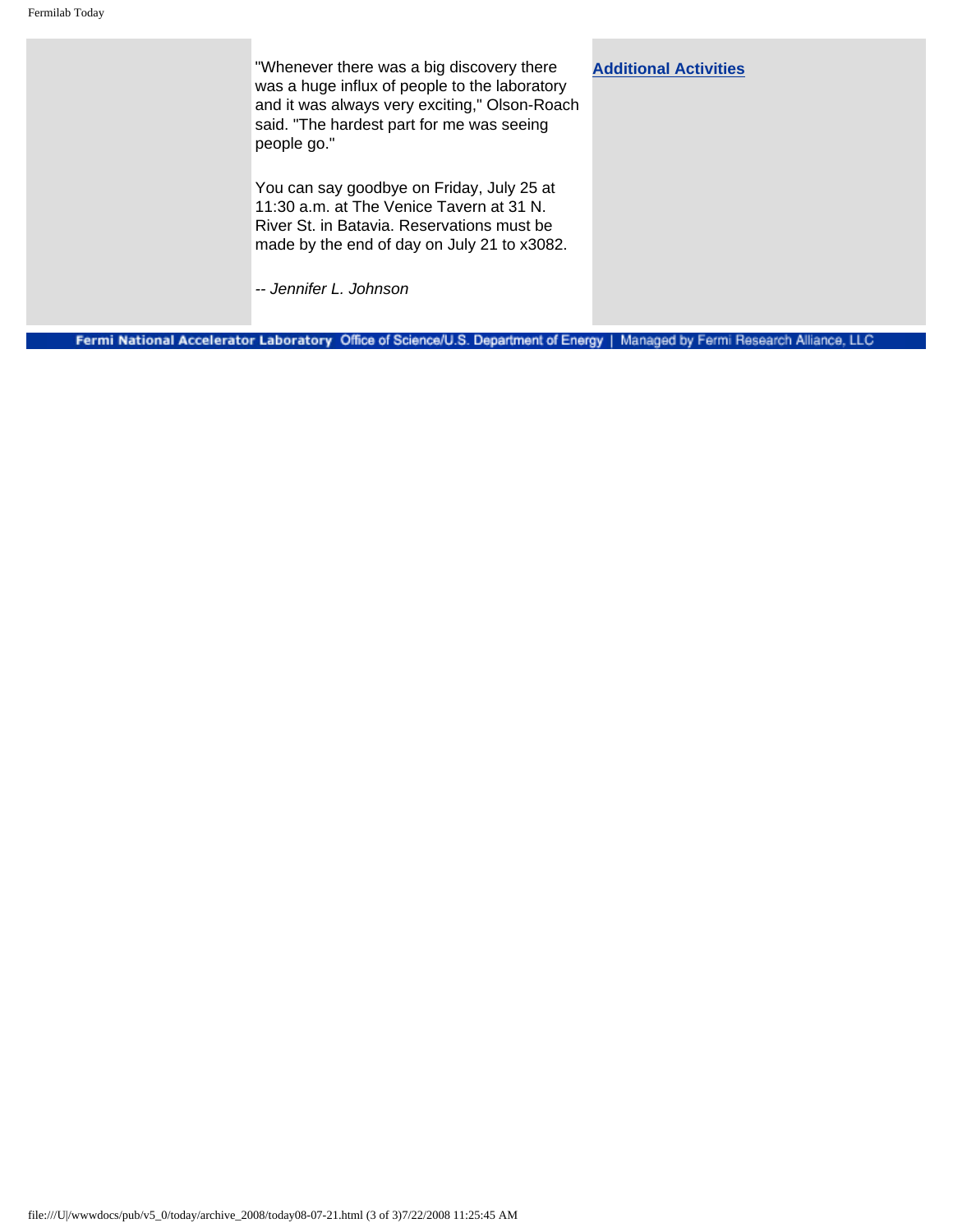"Whenever there was a big discovery there was a huge influx of people to the laboratory and it was always very exciting," Olson-Roach said. "The hardest part for me was seeing people go."

You can say goodbye on Friday, July 25 at 11:30 a.m. at The Venice Tavern at 31 N. River St. in Batavia. Reservations must be made by the end of day on July 21 to x3082.

*-- Jennifer L. Johnson*

**Additional Activities**

Fermi National Accelerator Laboratory Office of Science/U.S. Department of Energy | Managed by Fermi Research Alliance, LLC